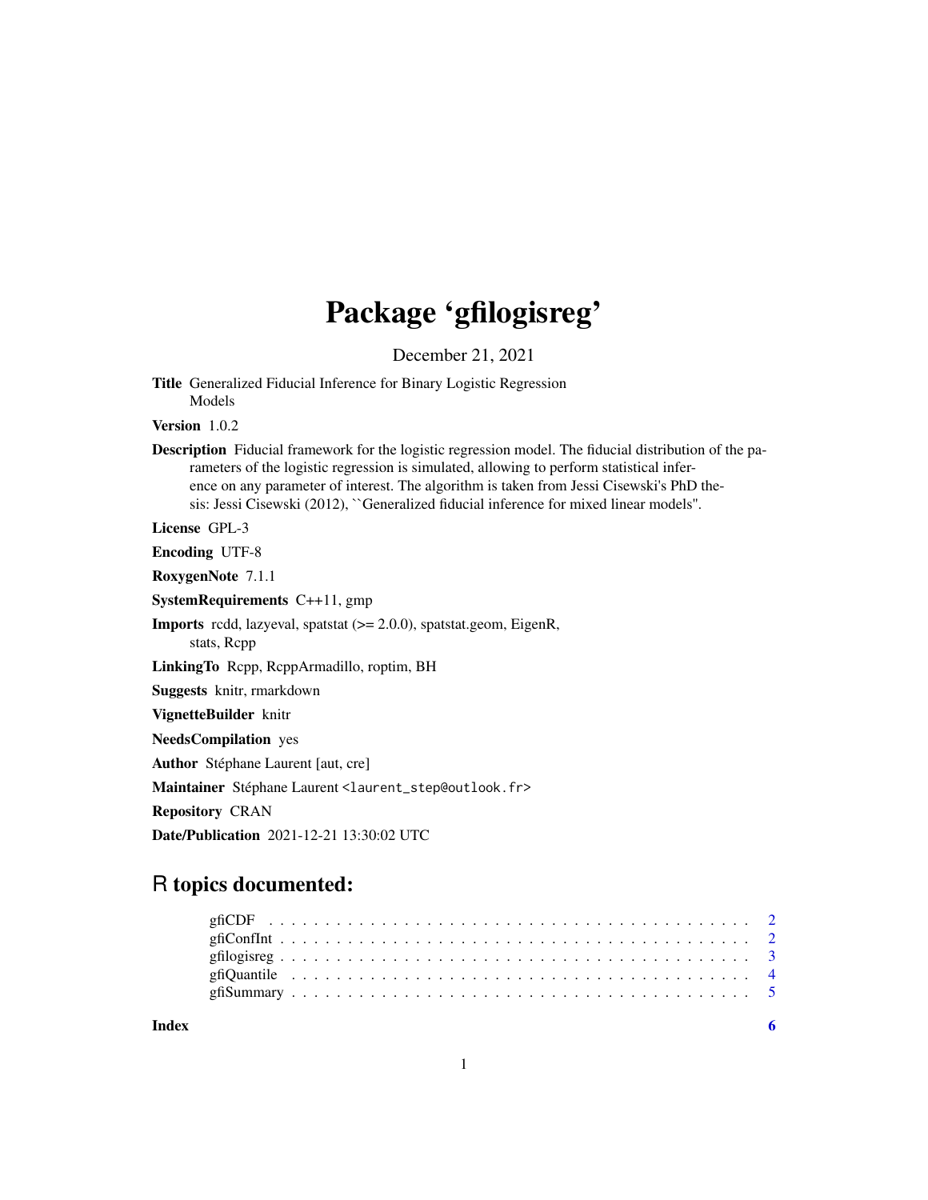# Package 'gfilogisreg'

December 21, 2021

**Title** Generalized Fiducial Inference for Binary Logistic Regression Models

**Version** 1.0.2

**Description** Fiducial framework for the logistic regression model. The fiducial distribution of the parameters of the logistic regression is simulated, allowing to perform statistical inference on any parameter of interest. The algorithm is taken from Jessi Cisewski's PhD thesis: Jessi Cisewski (2012), ``Generalized fiducial inference for mixed linear models''.

**License** GPL-3

**Encoding** UTF-8

**RoxygenNote** 7.1.1

**SystemRequirements** C++11, gmp

**Imports** rcdd, lazyeval, spatstat (>= 2.0.0), spatstat.geom, EigenR, stats, Rcpp

**LinkingTo** Rcpp, RcppArmadillo, roptim, BH

**Suggests** knitr, rmarkdown

**VignetteBuilder** knitr

**NeedsCompilation** yes

**Author** Stéphane Laurent [aut, cre]

**Maintainer** Stéphane Laurent <laurent_step@outlook.fr>

**Repository** CRAN

**Date/Publication** 2021-12-21 13:30:02 UTC

## R topics documented:

gfiCDF . . . . . . . . . . . . . . . . . . . . . . . . . . . . . . . . . . . . . . . . . . 2
gfiConfInt . . . . . . . . . . . . . . . . . . . . . . . . . . . . . . . . . . . . . . . . 2
gfilogisreg . . . . . . . . . . . . . . . . . . . . . . . . . . . . . . . . . . . . . . . . 3
gfiQuantile . . . . . . . . . . . . . . . . . . . . . . . . . . . . . . . . . . . . . . . . 4
gfiSummary . . . . . . . . . . . . . . . . . . . . . . . . . . . . . . . . . . . . . . . 5

**Index** 6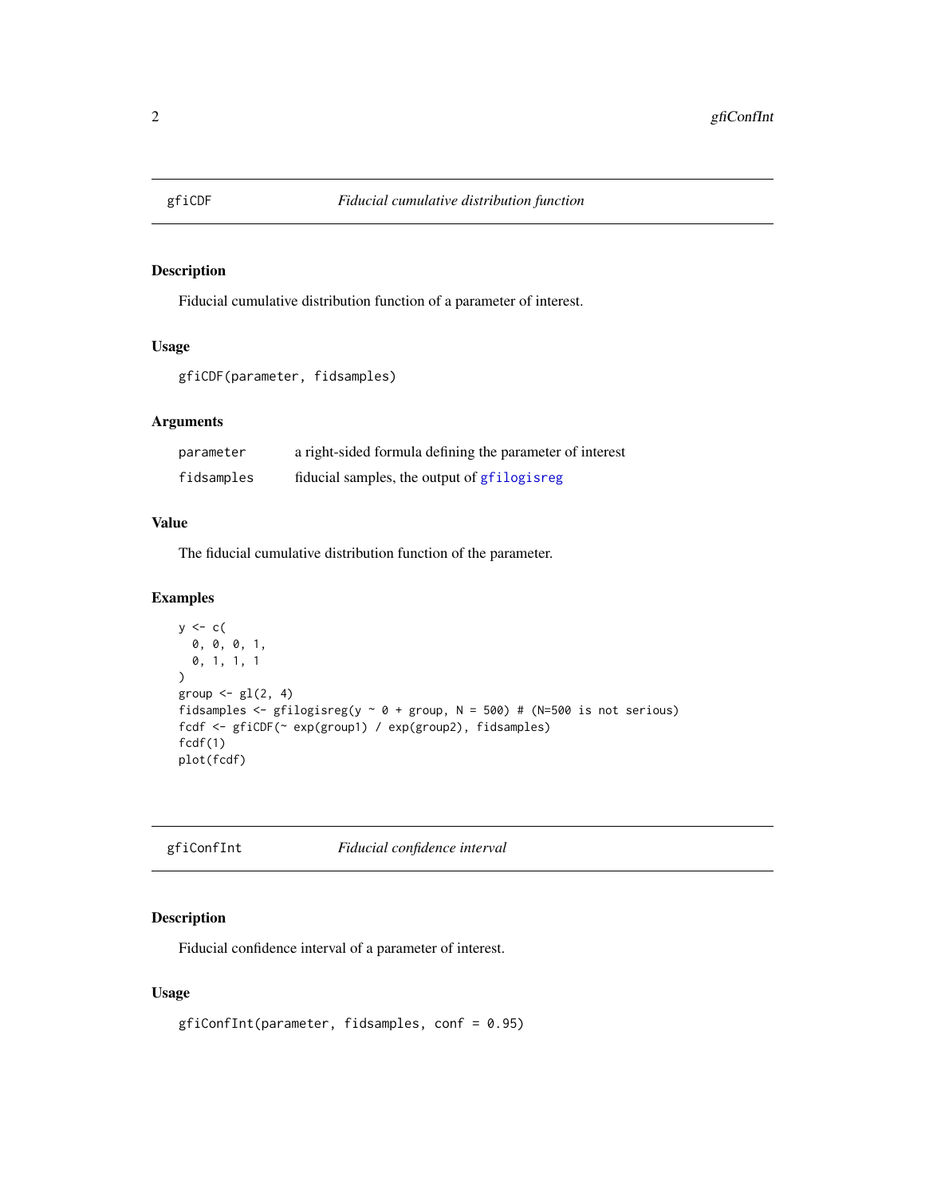## gfiCDF — *Fiducial cumulative distribution function*

### Description

Fiducial cumulative distribution function of a parameter of interest.

### Usage

```
gfiCDF(parameter, fidsamples)
```

### Arguments

| | |
|---|---|
| `parameter` | a right-sided formula defining the parameter of interest |
| `fidsamples` | fiducial samples, the output of `gfilogisreg` |

### Value

The fiducial cumulative distribution function of the parameter.

### Examples

```
y <- c(
  0, 0, 0, 1,
  0, 1, 1, 1
)
group <- gl(2, 4)
fidsamples <- gfilogisreg(y ~ 0 + group, N = 500) # (N=500 is not serious)
fcdf <- gfiCDF(~ exp(group1) / exp(group2), fidsamples)
fcdf(1)
plot(fcdf)
```

## gfiConfInt — *Fiducial confidence interval*

### Description

Fiducial confidence interval of a parameter of interest.

### Usage

```
gfiConfInt(parameter, fidsamples, conf = 0.95)
```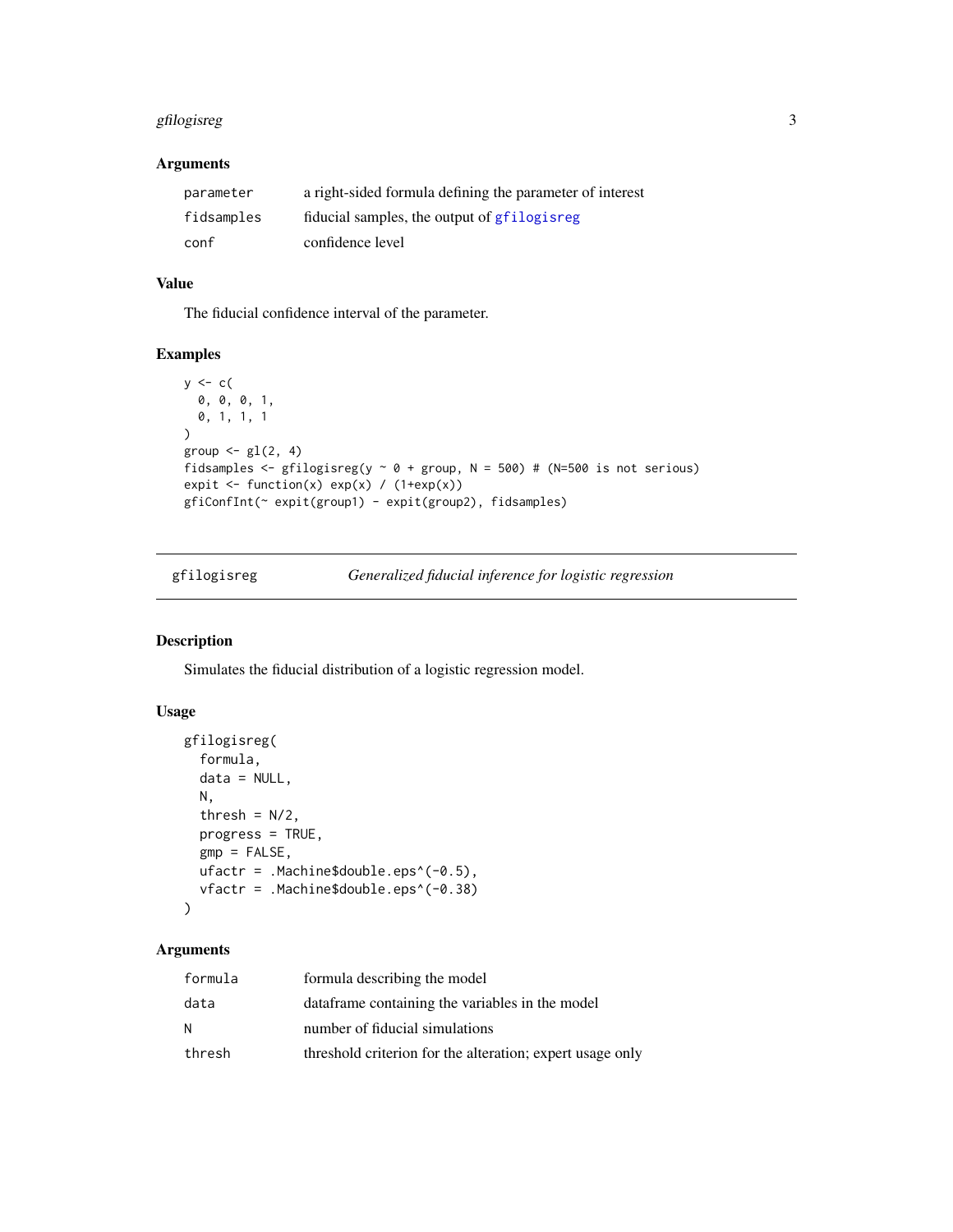### Arguments

| | |
|---|---|
| parameter | a right-sided formula defining the parameter of interest |
| fidsamples | fiducial samples, the output of gfilogisreg |
| conf | confidence level |

### Value

The fiducial confidence interval of the parameter.

### Examples

```
y <- c(
  0, 0, 0, 1,
  0, 1, 1, 1
)
group <- gl(2, 4)
fidsamples <- gfilogisreg(y ~ 0 + group, N = 500) # (N=500 is not serious)
expit <- function(x) exp(x) / (1+exp(x))
gfiConfInt(~ expit(group1) - expit(group2), fidsamples)
```

---

## gfilogisreg — *Generalized fiducial inference for logistic regression*

### Description

Simulates the fiducial distribution of a logistic regression model.

### Usage

```
gfilogisreg(
  formula,
  data = NULL,
  N,
  thresh = N/2,
  progress = TRUE,
  gmp = FALSE,
  ufactr = .Machine$double.eps^(-0.5),
  vfactr = .Machine$double.eps^(-0.38)
)
```

### Arguments

| | |
|---|---|
| formula | formula describing the model |
| data | dataframe containing the variables in the model |
| N | number of fiducial simulations |
| thresh | threshold criterion for the alteration; expert usage only |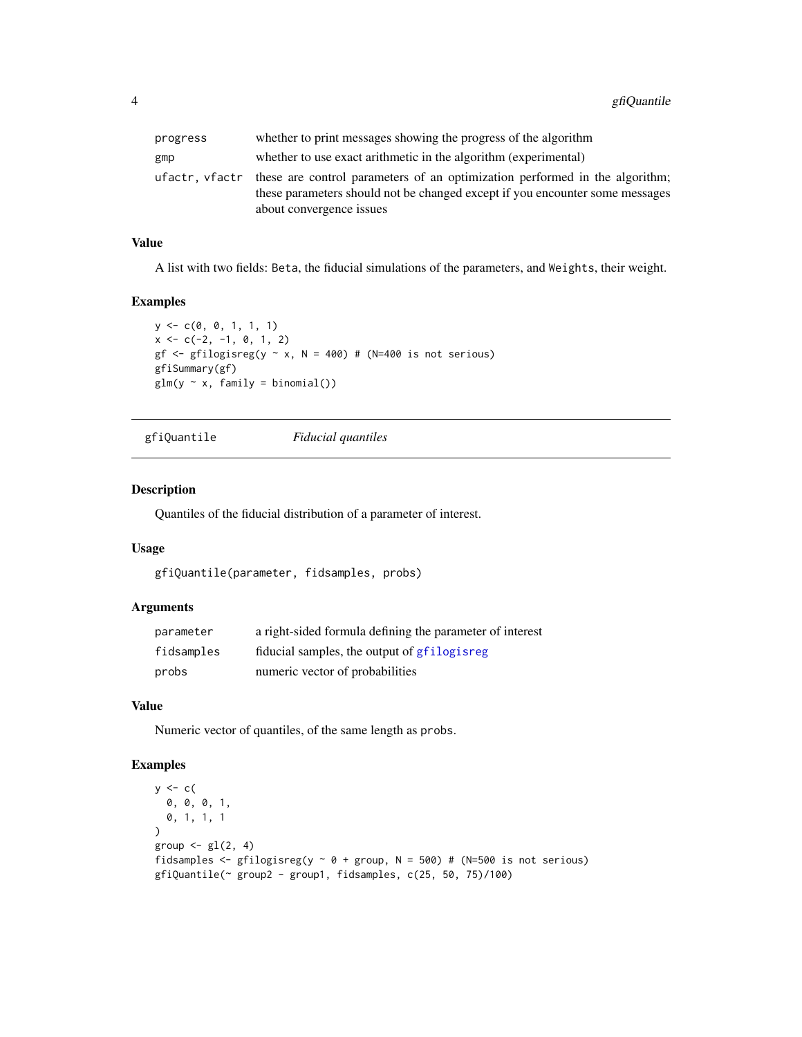| | |
|---|---|
| progress | whether to print messages showing the progress of the algorithm |
| gmp | whether to use exact arithmetic in the algorithm (experimental) |
| ufactr, vfactr | these are control parameters of an optimization performed in the algorithm; these parameters should not be changed except if you encounter some messages about convergence issues |

### Value

A list with two fields: Beta, the fiducial simulations of the parameters, and Weights, their weight.

### Examples

```
y <- c(0, 0, 1, 1, 1)
x <- c(-2, -1, 0, 1, 2)
gf <- gfilogisreg(y ~ x, N = 400) # (N=400 is not serious)
gfiSummary(gf)
glm(y ~ x, family = binomial())
```

## gfiQuantile *Fiducial quantiles*

### Description

Quantiles of the fiducial distribution of a parameter of interest.

### Usage

```
gfiQuantile(parameter, fidsamples, probs)
```

### Arguments

| | |
|---|---|
| parameter | a right-sided formula defining the parameter of interest |
| fidsamples | fiducial samples, the output of gfilogisreg |
| probs | numeric vector of probabilities |

### Value

Numeric vector of quantiles, of the same length as probs.

### Examples

```
y <- c(
  0, 0, 0, 1,
  0, 1, 1, 1
)
group <- gl(2, 4)
fidsamples <- gfilogisreg(y ~ 0 + group, N = 500) # (N=500 is not serious)
gfiQuantile(~ group2 - group1, fidsamples, c(25, 50, 75)/100)
```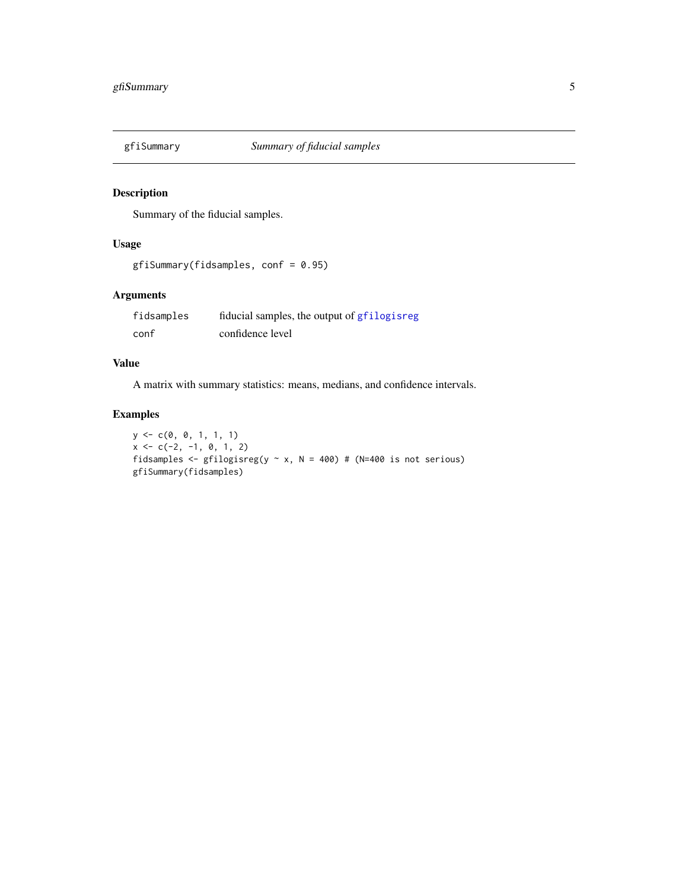## gfiSummary — *Summary of fiducial samples*

### Description

Summary of the fiducial samples.

### Usage

```
gfiSummary(fidsamples, conf = 0.95)
```

### Arguments

| | |
|---|---|
| `fidsamples` | fiducial samples, the output of `gfilogisreg` |
| `conf` | confidence level |

### Value

A matrix with summary statistics: means, medians, and confidence intervals.

### Examples

```
y <- c(0, 0, 1, 1, 1)
x <- c(-2, -1, 0, 1, 2)
fidsamples <- gfilogisreg(y ~ x, N = 400) # (N=400 is not serious)
gfiSummary(fidsamples)
```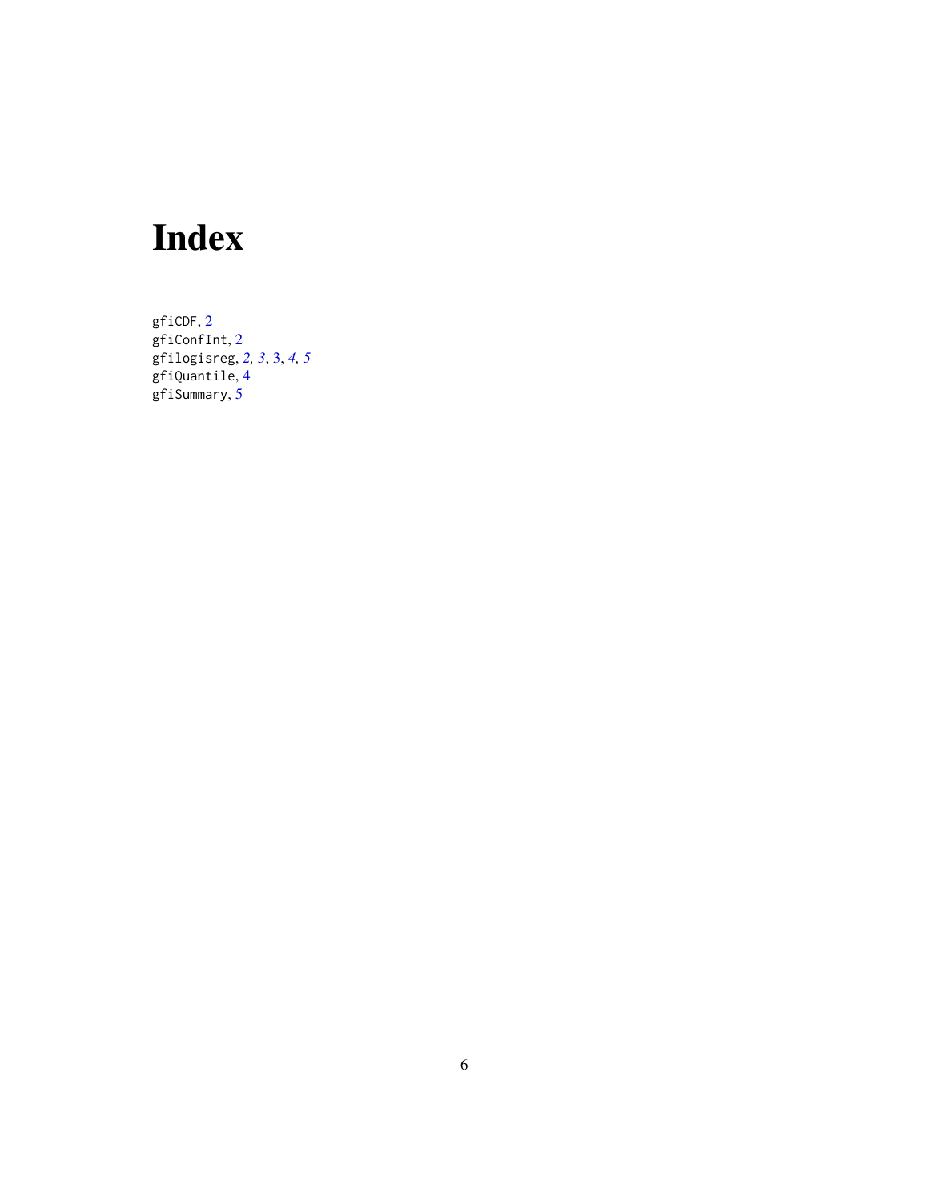# Index

gfiCDF, 2
gfiConfInt, 2
gfilogisreg, *2, 3*, 3, *4, 5*
gfiQuantile, 4
gfiSummary, 5